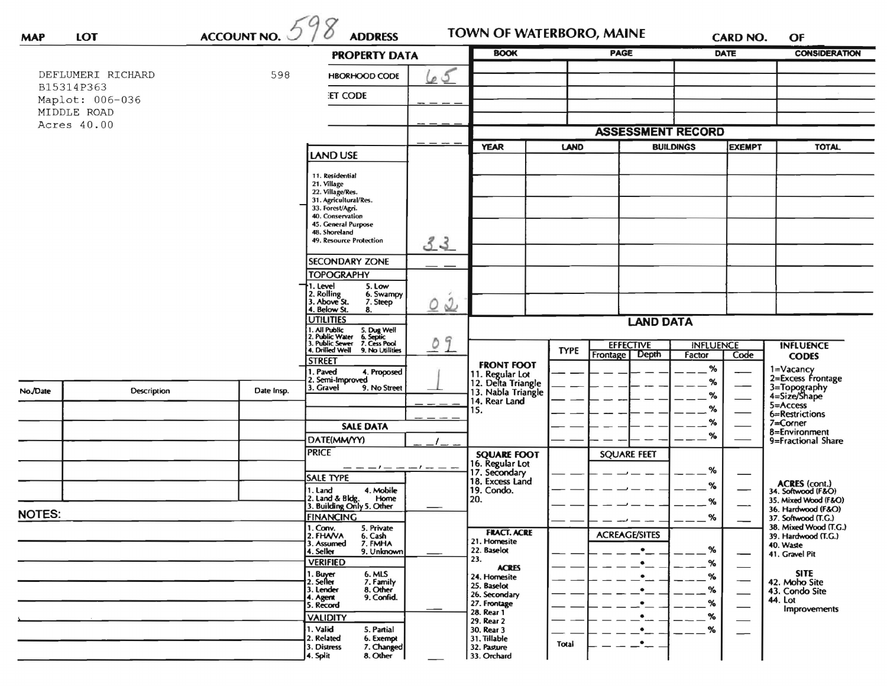MAP LOT ACCOUNT NO. 598 ADDRESS

TOWN OF WATERBORO, MAINE

CARD NO. OF

DEFLUMERI RICHARD 598
B15314P363
Maplot: 006-036
MIDDLE ROAD
Acres 40.00

## PROPERTY DATA

| | |
|---|---|
| NEIGHBORHOOD CODE | 65 |
| STREET CODE | ____ |
| | ____ |
| | ____ |

**LAND USE**

11. Residential
21. Village
22. Village/Res.
31. Agricultural/Res.
33. Forest/Agri.
40. Conservation
45. General Purpose
48. Shoreland
49. Resource Protection

Land Use: 33

SECONDARY ZONE: __ __

**TOPOGRAPHY**

1. Level
2. Rolling
3. Above St.
4. Below St.
5. Low
6. Swampy
7. Steep
8.

Topography: 02

**UTILITIES**

1. All Public
2. Public Water
3. Public Sewer
4. Drilled Well
5. Dug Well
6. Septic
7. Cess Pool
9. No Utilities

Utilities: 09

**STREET**

1. Paved
2. Semi-Improved
3. Gravel
4. Proposed
9. No Street

Street: 1

**SALE DATA**

DATE(MM/YY) __/__

PRICE ___,___,___

**SALE TYPE**

1. Land
2. Land & Bldg.
3. Building Only
4. Mobile Home
5. Other

**FINANCING**

1. Conv.
2. FHA/VA
3. Assumed
4. Seller
5. Private
6. Cash
7. FMHA
9. Unknown

**VERIFIED**

1. Buyer
2. Seller
3. Lender
4. Agent
5. Record
6. MLS
7. Family
8. Other
9. Confid.

**VALIDITY**

1. Valid
2. Related
3. Distress
4. Split
5. Partial
6. Exempt
7. Changed
8. Other

| BOOK | PAGE | DATE | CONSIDERATION |
|---|---|---|---|
| | | | |
| | | | |
| | | | |
| | | | |

## ASSESSMENT RECORD

| YEAR | LAND | BUILDINGS | EXEMPT | TOTAL |
|---|---|---|---|---|
| | | | | |
| | | | | |
| | | | | |
| | | | | |
| | | | | |
| | | | | |
| | | | | |
| | | | | |

## LAND DATA

| | TYPE | EFFECTIVE Frontage | EFFECTIVE Depth | INFLUENCE Factor | INFLUENCE Code |
|---|---|---|---|---|---|
| **FRONT FOOT** 11. Regular Lot 12. Delta Triangle 13. Nabla Triangle 14. Rear Land 15. | | | | % | |
| **SQUARE FOOT** 16. Regular Lot 17. Secondary 18. Excess Land 19. Condo. 20. | | SQUARE FEET | | % | |
| **FRACT. ACRE** 21. Homesite 22. Baselot 23. **ACRES** 24. Homesite 25. Baselot 26. Secondary 27. Frontage 28. Rear 1 29. Rear 2 30. Rear 3 31. Tillable 32. Pasture 33. Orchard | Total | ACREAGE/SITES | | % | |

**INFLUENCE CODES**

1=Vacancy
2=Excess Frontage
3=Topography
4=Size/Shape
5=Access
6=Restrictions
7=Corner
8=Environment
9=Fractional Share

**ACRES (cont.)**

34. Softwood (F&O)
35. Mixed Wood (F&O)
36. Hardwood (F&O)
37. Softwood (T.G.)
38. Mixed Wood (T.G.)
39. Hardwood (T.G.)
40. Waste
41. Gravel Pit

**SITE**

42. Moho Site
43. Condo Site
44. Lot Improvements

| No./Date | Description | Date Insp. |
|---|---|---|
| | | |
| | | |
| | | |
| | | |
| | | |

**NOTES:**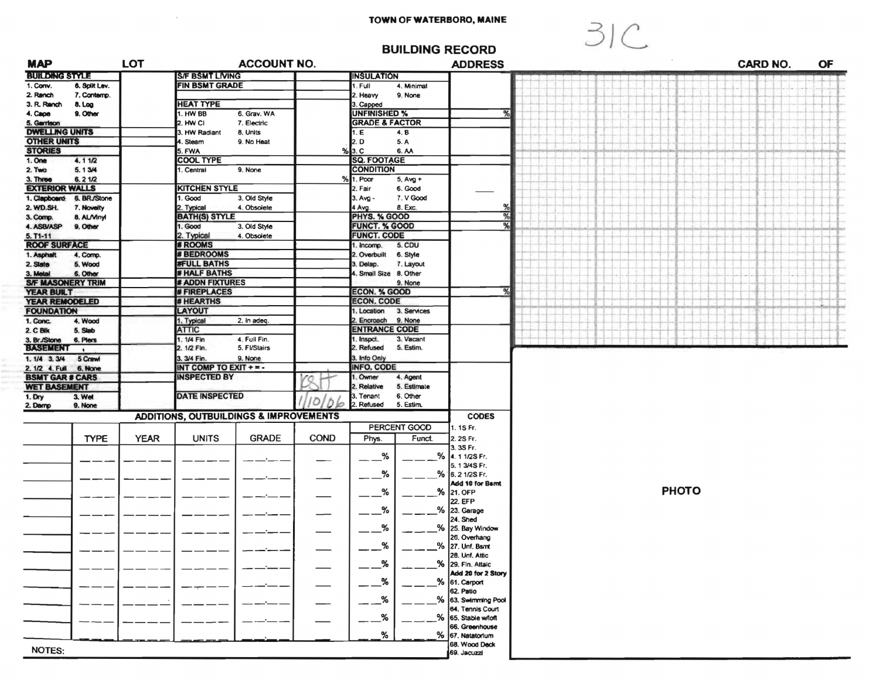TOWN OF WATERBORO, MAINE

31C

# BUILDING RECORD

| MAP | LOT | ACCOUNT NO. | ADDRESS | CARD NO. | OF |
|---|---|---|---|---|---|
| | | | | | |

| | | | | | |
|---|---|---|---|---|---|
| **BUILDING STYLE**<br>1. Conv. 6. Split Lev.<br>2. Ranch 7. Contemp.<br>3. R. Ranch 8. Log<br>4. Cape 9. Other<br>5. Garrison | | **S/F BSMT LIVING** | | **INSULATION**<br>1. Full 4. Minimal<br>2. Heavy 9. None<br>3. Capped | |
| | | **FIN BSMT GRADE** | | | |
| | | **HEAT TYPE**<br>1. HW BB 6. Grav. WA<br>2. HW CI 7. Electric<br>3. HW Radiant 8. Units<br>4. Steam 9. No Heat<br>5. FWA | % | **UNFINISHED %** | % |
| **DWELLING UNITS** | | | | **GRADE & FACTOR**<br>1. E 4. B<br>2. D 5. A<br>3. C 6. AA | |
| **OTHER UNITS** | | | | | |
| **STORIES**<br>1. One 4. 1 1/2<br>2. Two 5. 1 3/4<br>3. Three 6. 2 1/2 | | **COOL TYPE**<br>1. Central 9. None | % | **SQ. FOOTAGE** | |
| **EXTERIOR WALLS**<br>1. Clapboard 6. BR./Stone<br>2. WD.SH. 7. Novelty<br>3. Comp. 8. AL/Vinyl<br>4. ASB/ASP 9. Other<br>5. T1-11 | | **KITCHEN STYLE**<br>1. Good 3. Old Style<br>2. Typical 4. Obsolete | | **CONDITION**<br>1. Poor 5. Avg +<br>2. Fair 6. Good<br>3. Avg - 7. V Good<br>4 Avg. 8. Exc. | % |
| | | **BATH(S) STYLE**<br>1. Good 3. Old Style<br>2. Typical 4. Obsolete | | **PHYS. % GOOD** | % |
| | | | | **FUNCT. % GOOD** | % |
| **ROOF SURFACE**<br>1. Asphalt 4. Comp.<br>2. Slate 5. Wood<br>3. Metal 6. Other | | **# ROOMS** | | **FUNCT. CODE**<br>1. Incomp. 5. CDU<br>2. Overbuilt 6. Style<br>3. Delap. 7. Layout<br>4. Small Size 8. Other<br>9. None | |
| | | **# BEDROOMS** | | | |
| | | **#FULL BATHS** | | | |
| | | **# HALF BATHS** | | | |
| **S/F MASONRY TRIM** | | **# ADDN FIXTURES** | | | |
| **YEAR BUILT** | | **# FIREPLACES** | | **ECON. % GOOD** | % |
| **YEAR REMODELED** | | **# HEARTHS** | | **ECON. CODE**<br>1. Location 3. Services<br>2. Encroach 9. None | |
| **FOUNDATION**<br>1. Conc. 4. Wood<br>2. C Blk 5. Slab<br>3. Br./Stone 6. Piers | | **LAYOUT**<br>1. Typical 2. In adeq. | | | |
| | | **ATTIC**<br>1. 1/4 Fin 4. Full Fin.<br>2. 1/2 Fin. 5. Fl/Stairs<br>3. 3/4 Fin. 9. None | | **ENTRANCE CODE**<br>1. Inspct. 3. Vacant<br>2. Refused 5. Estim.<br>3. Info Only | |
| **BASEMENT**<br>1. 1/4 3. 3/4 5 Crawl<br>2. 1/2 4. Full 6. None | | | | | |
| | | **INT COMP TO EXIT + = -** | | **INFO. CODE**<br>1. Owner 4. Agent<br>2. Relative 5. Estimate<br>3. Tenant 6. Other<br>2. Refused 5. Estim. | |
| **BSMT GAR # CARS** | | **INSPECTED BY** | KSH | | |
| **WET BASEMENT**<br>1. Dry 3. Wet<br>2. Damp 9. None | | **DATE INSPECTED** | 1/10/06 | | |

## ADDITIONS, OUTBUILDINGS & IMPROVEMENTS

| | TYPE | YEAR | UNITS | GRADE | COND | PERCENT GOOD Phys. | Funct. |
|---|---|---|---|---|---|---|---|
| | | | | | | % | % |
| | | | | | | % | % |
| | | | | | | % | % |
| | | | | | | % | % |
| | | | | | | % | % |
| | | | | | | % | % |
| | | | | | | % | % |
| | | | | | | % | % |
| | | | | | | % | % |
| | | | | | | % | % |
| | | | | | | % | % |

**CODES**
1. 1S Fr.
2. 2S Fr.
3. 3S Fr.
4. 1 1/2S Fr.
5. 1 3/4S Fr.
6. 2 1/2S Fr.
**Add 10 for Bsmt**
21. OFP
22. EFP
23. Garage
24. Shed
25. Bay Window
26. Overhang
27. Unf. Bsmt
28. Unf. Attic
29. Fin. Attaic
**Add 20 for 2 Story**
61. Carport
62. Patio
63. Swimming Pool
64. Tennis Court
65. Stable w/loft
66. Greenhouse
67. Natatorium
68. Wood Deck
69. Jacuzzi

NOTES:

PHOTO